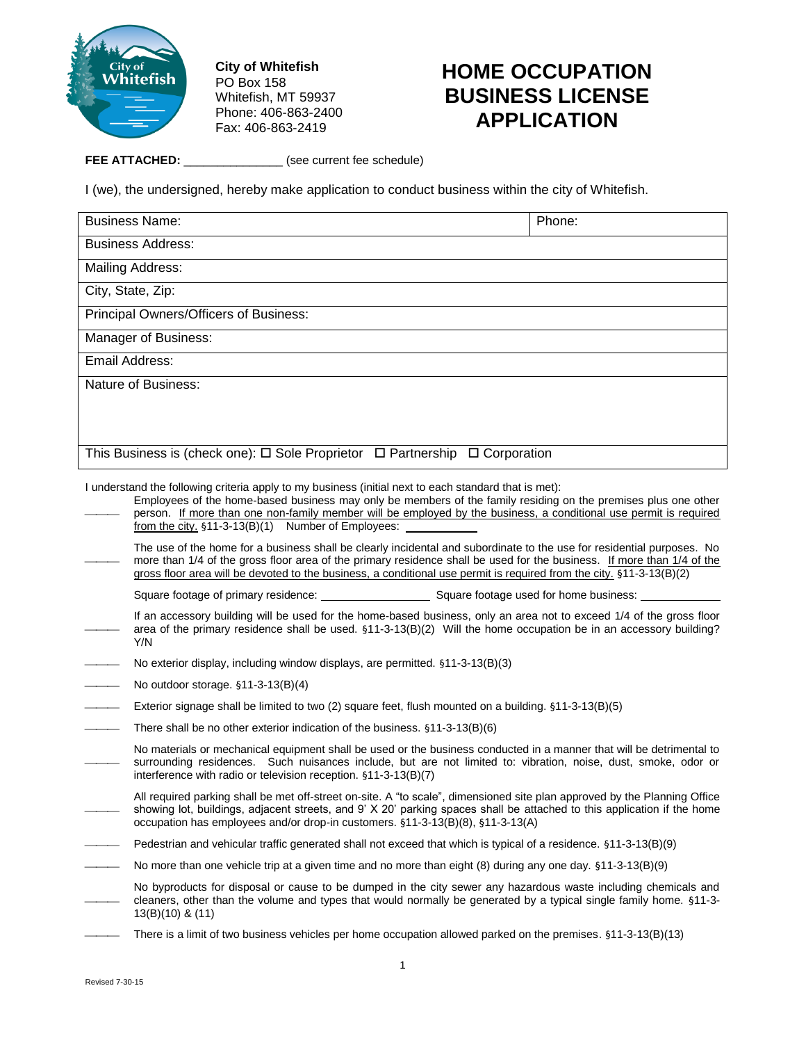**City of Whitefish**
PO Box 158
Whitefish, MT 59937
Phone: 406-863-2400
Fax: 406-863-2419

# HOME OCCUPATION BUSINESS LICENSE APPLICATION

**FEE ATTACHED:** _______________ (see current fee schedule)

I (we), the undersigned, hereby make application to conduct business within the city of Whitefish.

| Business Name: | Phone: |
|---|---|
| Business Address: | |
| Mailing Address: | |
| City, State, Zip: | |
| Principal Owners/Officers of Business: | |
| Manager of Business: | |
| Email Address: | |
| Nature of Business: | |
| This Business is (check one): ☐ Sole Proprietor ☐ Partnership ☐ Corporation | |

I understand the following criteria apply to my business (initial next to each standard that is met):

_____ Employees of the home-based business may only be members of the family residing on the premises plus one other person. If more than one non-family member will be employed by the business, a conditional use permit is required from the city. §11-3-13(B)(1) Number of Employees: __________

_____ The use of the home for a business shall be clearly incidental and subordinate to the use for residential purposes. No more than 1/4 of the gross floor area of the primary residence shall be used for the business. If more than 1/4 of the gross floor area will be devoted to the business, a conditional use permit is required from the city. §11-3-13(B)(2)

Square footage of primary residence: ______________ Square footage used for home business: ____________

_____ If an accessory building will be used for the home-based business, only an area not to exceed 1/4 of the gross floor area of the primary residence shall be used. §11-3-13(B)(2) Will the home occupation be in an accessory building? Y/N

_____ No exterior display, including window displays, are permitted. §11-3-13(B)(3)

_____ No outdoor storage. §11-3-13(B)(4)

_____ Exterior signage shall be limited to two (2) square feet, flush mounted on a building. §11-3-13(B)(5)

_____ There shall be no other exterior indication of the business. §11-3-13(B)(6)

_____ No materials or mechanical equipment shall be used or the business conducted in a manner that will be detrimental to surrounding residences. Such nuisances include, but are not limited to: vibration, noise, dust, smoke, odor or interference with radio or television reception. §11-3-13(B)(7)

_____ All required parking shall be met off-street on-site. A "to scale", dimensioned site plan approved by the Planning Office showing lot, buildings, adjacent streets, and 9' X 20' parking spaces shall be attached to this application if the home occupation has employees and/or drop-in customers. §11-3-13(B)(8), §11-3-13(A)

_____ Pedestrian and vehicular traffic generated shall not exceed that which is typical of a residence. §11-3-13(B)(9)

_____ No more than one vehicle trip at a given time and no more than eight (8) during any one day. §11-3-13(B)(9)

_____ No byproducts for disposal or cause to be dumped in the city sewer any hazardous waste including chemicals and cleaners, other than the volume and types that would normally be generated by a typical single family home. §11-3-13(B)(10) & (11)

_____ There is a limit of two business vehicles per home occupation allowed parked on the premises. §11-3-13(B)(13)

Revised 7-30-15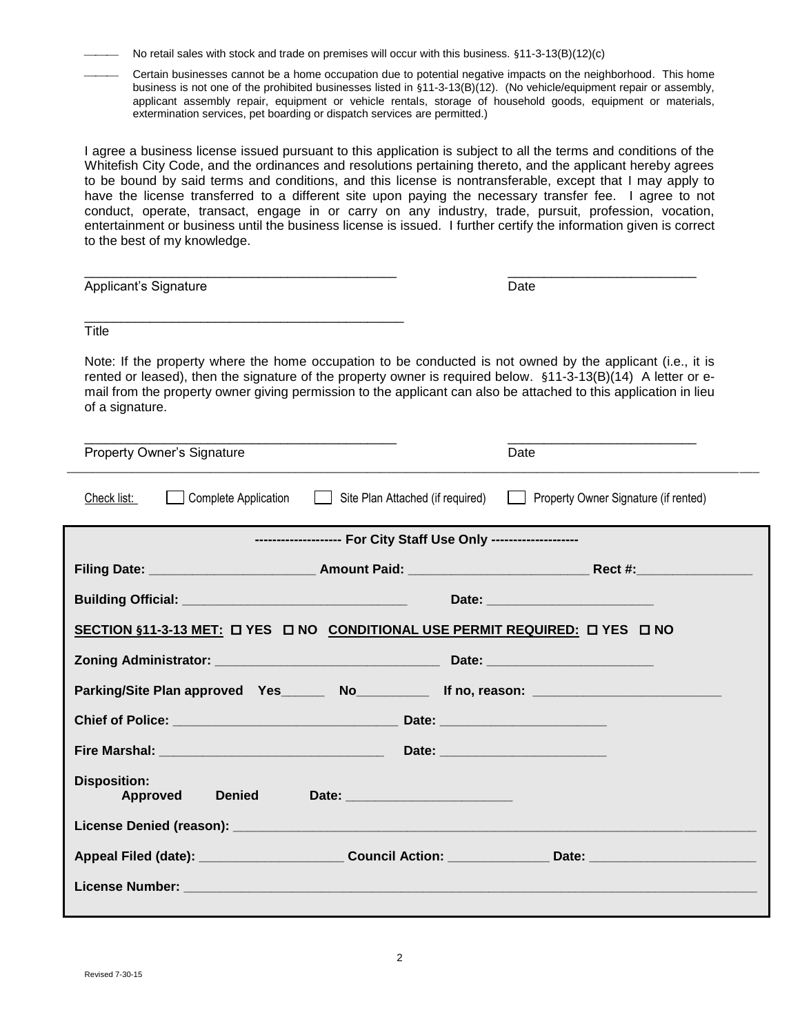______ No retail sales with stock and trade on premises will occur with this business. §11-3-13(B)(12)(c)

______ Certain businesses cannot be a home occupation due to potential negative impacts on the neighborhood. This home business is not one of the prohibited businesses listed in §11-3-13(B)(12). (No vehicle/equipment repair or assembly, applicant assembly repair, equipment or vehicle rentals, storage of household goods, equipment or materials, extermination services, pet boarding or dispatch services are permitted.)

I agree a business license issued pursuant to this application is subject to all the terms and conditions of the Whitefish City Code, and the ordinances and resolutions pertaining thereto, and the applicant hereby agrees to be bound by said terms and conditions, and this license is nontransferable, except that I may apply to have the license transferred to a different site upon paying the necessary transfer fee. I agree to not conduct, operate, transact, engage in or carry on any industry, trade, pursuit, profession, vocation, entertainment or business until the business license is issued. I further certify the information given is correct to the best of my knowledge.

_________________________________________ _________________________
Applicant's Signature Date

__________________________________________
Title

Note: If the property where the home occupation to be conducted is not owned by the applicant (i.e., it is rented or leased), then the signature of the property owner is required below. §11-3-13(B)(14) A letter or e-mail from the property owner giving permission to the applicant can also be attached to this application in lieu of a signature.

_________________________________________ _________________________
Property Owner's Signature Date

---

Check list: ☐ Complete Application ☐ Site Plan Attached (if required) ☐ Property Owner Signature (if rented)

**------------------- For City Staff Use Only -------------------**

**Filing Date:** ______________________ **Amount Paid:** ________________________ **Rect #:**________________

**Building Official:** ______________________________ **Date:** ______________________

**SECTION §11-3-13 MET:** ☐ **YES** ☐ **NO** **CONDITIONAL USE PERMIT REQUIRED:** ☐ **YES** ☐ **NO**

**Zoning Administrator:** ______________________________ **Date:** ______________________

**Parking/Site Plan approved Yes**______ **No**__________ **If no, reason:** ________________________

**Chief of Police:** ______________________________ **Date:** ______________________

**Fire Marshal:** ______________________________ **Date:** ______________________

**Disposition:**
**Approved Denied Date:** ______________________

**License Denied (reason):** ______________________________________________________________________

**Appeal Filed (date):** ___________________ **Council Action:** _____________ **Date:** ______________________

**License Number:** ______________________________________________________________________________

Revised 7-30-15